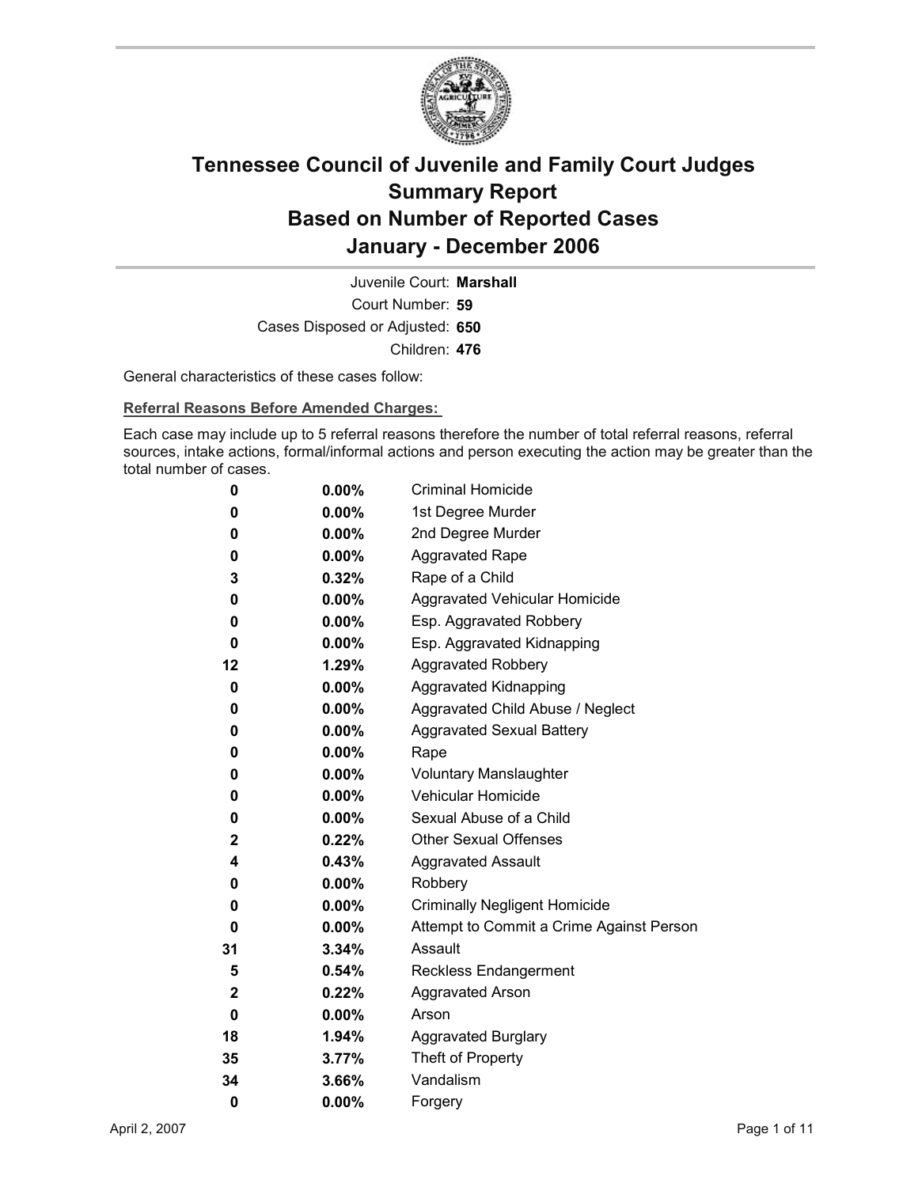# Tennessee Council of Juvenile and Family Court Judges
# Summary Report
# Based on Number of Reported Cases
# January - December 2006

Juvenile Court: **Marshall**

Court Number: **59**

Cases Disposed or Adjusted: **650**

Children: **476**

General characteristics of these cases follow:

**Referral Reasons Before Amended Charges:**

Each case may include up to 5 referral reasons therefore the number of total referral reasons, referral sources, intake actions, formal/informal actions and person executing the action may be greater than the total number of cases.

| Count | Percent | Referral Reason |
|---|---|---|
| 0 | 0.00% | Criminal Homicide |
| 0 | 0.00% | 1st Degree Murder |
| 0 | 0.00% | 2nd Degree Murder |
| 0 | 0.00% | Aggravated Rape |
| 3 | 0.32% | Rape of a Child |
| 0 | 0.00% | Aggravated Vehicular Homicide |
| 0 | 0.00% | Esp. Aggravated Robbery |
| 0 | 0.00% | Esp. Aggravated Kidnapping |
| 12 | 1.29% | Aggravated Robbery |
| 0 | 0.00% | Aggravated Kidnapping |
| 0 | 0.00% | Aggravated Child Abuse / Neglect |
| 0 | 0.00% | Aggravated Sexual Battery |
| 0 | 0.00% | Rape |
| 0 | 0.00% | Voluntary Manslaughter |
| 0 | 0.00% | Vehicular Homicide |
| 0 | 0.00% | Sexual Abuse of a Child |
| 2 | 0.22% | Other Sexual Offenses |
| 4 | 0.43% | Aggravated Assault |
| 0 | 0.00% | Robbery |
| 0 | 0.00% | Criminally Negligent Homicide |
| 0 | 0.00% | Attempt to Commit a Crime Against Person |
| 31 | 3.34% | Assault |
| 5 | 0.54% | Reckless Endangerment |
| 2 | 0.22% | Aggravated Arson |
| 0 | 0.00% | Arson |
| 18 | 1.94% | Aggravated Burglary |
| 35 | 3.77% | Theft of Property |
| 34 | 3.66% | Vandalism |
| 0 | 0.00% | Forgery |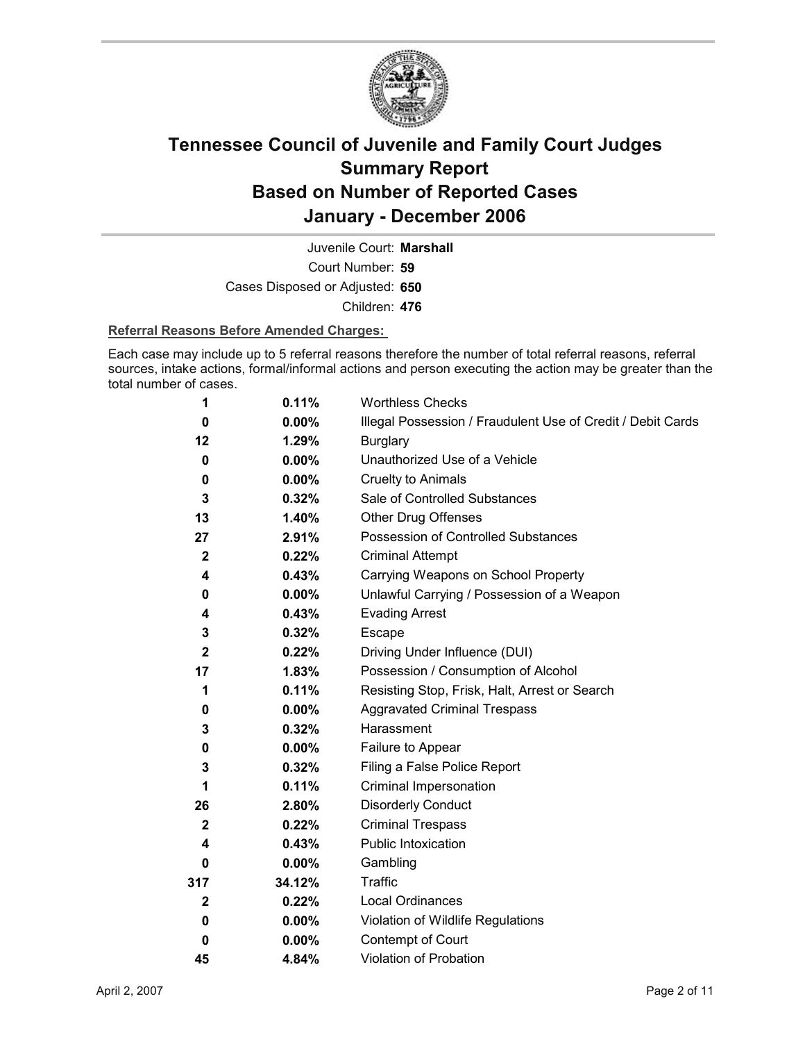# Tennessee Council of Juvenile and Family Court Judges Summary Report Based on Number of Reported Cases January - December 2006

Juvenile Court: **Marshall**

Court Number: **59**

Cases Disposed or Adjusted: **650**

Children: **476**

**Referral Reasons Before Amended Charges:**

Each case may include up to 5 referral reasons therefore the number of total referral reasons, referral sources, intake actions, formal/informal actions and person executing the action may be greater than the total number of cases.

| Count | Percent | Referral Reason |
|---|---|---|
| 1 | 0.11% | Worthless Checks |
| 0 | 0.00% | Illegal Possession / Fraudulent Use of Credit / Debit Cards |
| 12 | 1.29% | Burglary |
| 0 | 0.00% | Unauthorized Use of a Vehicle |
| 0 | 0.00% | Cruelty to Animals |
| 3 | 0.32% | Sale of Controlled Substances |
| 13 | 1.40% | Other Drug Offenses |
| 27 | 2.91% | Possession of Controlled Substances |
| 2 | 0.22% | Criminal Attempt |
| 4 | 0.43% | Carrying Weapons on School Property |
| 0 | 0.00% | Unlawful Carrying / Possession of a Weapon |
| 4 | 0.43% | Evading Arrest |
| 3 | 0.32% | Escape |
| 2 | 0.22% | Driving Under Influence (DUI) |
| 17 | 1.83% | Possession / Consumption of Alcohol |
| 1 | 0.11% | Resisting Stop, Frisk, Halt, Arrest or Search |
| 0 | 0.00% | Aggravated Criminal Trespass |
| 3 | 0.32% | Harassment |
| 0 | 0.00% | Failure to Appear |
| 3 | 0.32% | Filing a False Police Report |
| 1 | 0.11% | Criminal Impersonation |
| 26 | 2.80% | Disorderly Conduct |
| 2 | 0.22% | Criminal Trespass |
| 4 | 0.43% | Public Intoxication |
| 0 | 0.00% | Gambling |
| 317 | 34.12% | Traffic |
| 2 | 0.22% | Local Ordinances |
| 0 | 0.00% | Violation of Wildlife Regulations |
| 0 | 0.00% | Contempt of Court |
| 45 | 4.84% | Violation of Probation |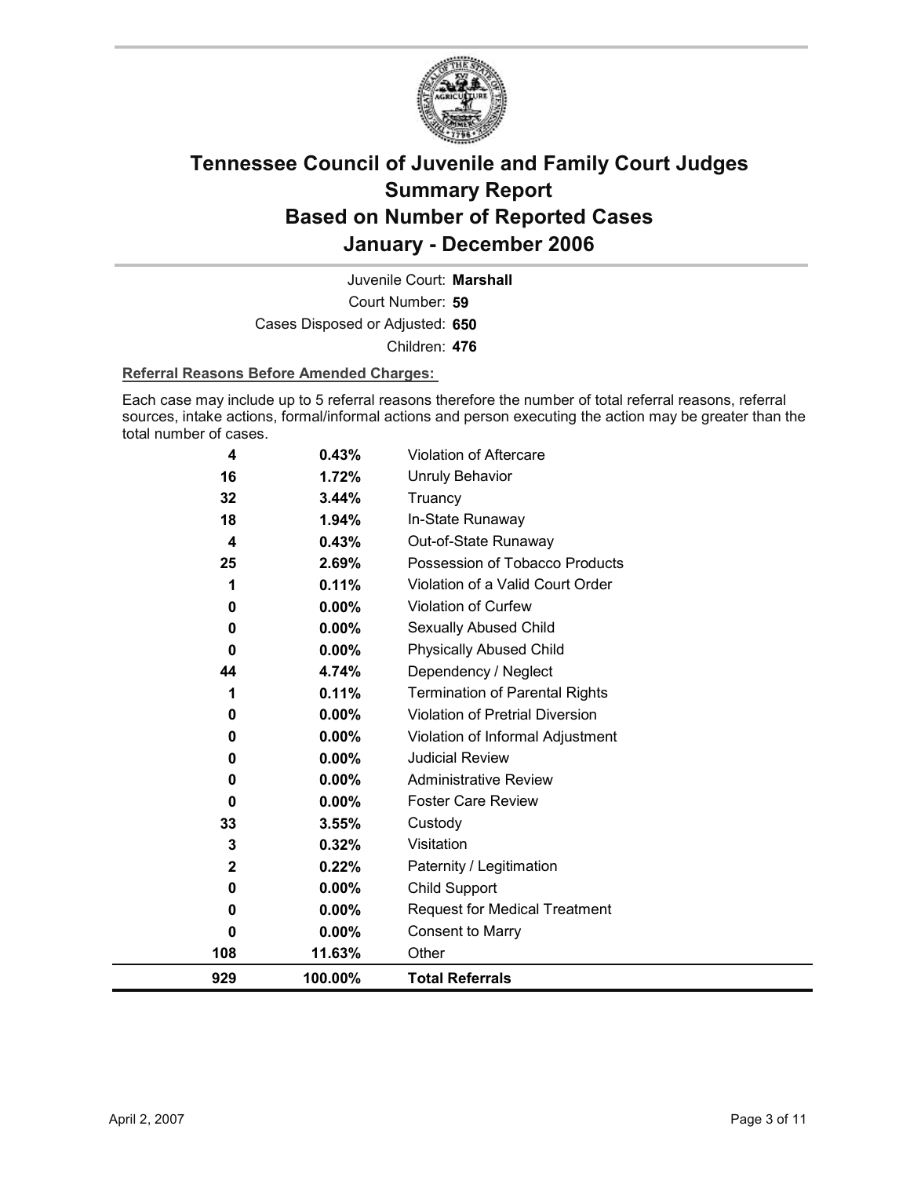# Tennessee Council of Juvenile and Family Court Judges
## Summary Report
## Based on Number of Reported Cases
## January - December 2006

Juvenile Court: **Marshall**

Court Number: **59**

Cases Disposed or Adjusted: **650**

Children: **476**

**Referral Reasons Before Amended Charges:**

Each case may include up to 5 referral reasons therefore the number of total referral reasons, referral sources, intake actions, formal/informal actions and person executing the action may be greater than the total number of cases.

| Count | Percent | Referral Reason |
|---|---|---|
| 4 | 0.43% | Violation of Aftercare |
| 16 | 1.72% | Unruly Behavior |
| 32 | 3.44% | Truancy |
| 18 | 1.94% | In-State Runaway |
| 4 | 0.43% | Out-of-State Runaway |
| 25 | 2.69% | Possession of Tobacco Products |
| 1 | 0.11% | Violation of a Valid Court Order |
| 0 | 0.00% | Violation of Curfew |
| 0 | 0.00% | Sexually Abused Child |
| 0 | 0.00% | Physically Abused Child |
| 44 | 4.74% | Dependency / Neglect |
| 1 | 0.11% | Termination of Parental Rights |
| 0 | 0.00% | Violation of Pretrial Diversion |
| 0 | 0.00% | Violation of Informal Adjustment |
| 0 | 0.00% | Judicial Review |
| 0 | 0.00% | Administrative Review |
| 0 | 0.00% | Foster Care Review |
| 33 | 3.55% | Custody |
| 3 | 0.32% | Visitation |
| 2 | 0.22% | Paternity / Legitimation |
| 0 | 0.00% | Child Support |
| 0 | 0.00% | Request for Medical Treatment |
| 0 | 0.00% | Consent to Marry |
| 108 | 11.63% | Other |
| **929** | **100.00%** | **Total Referrals** |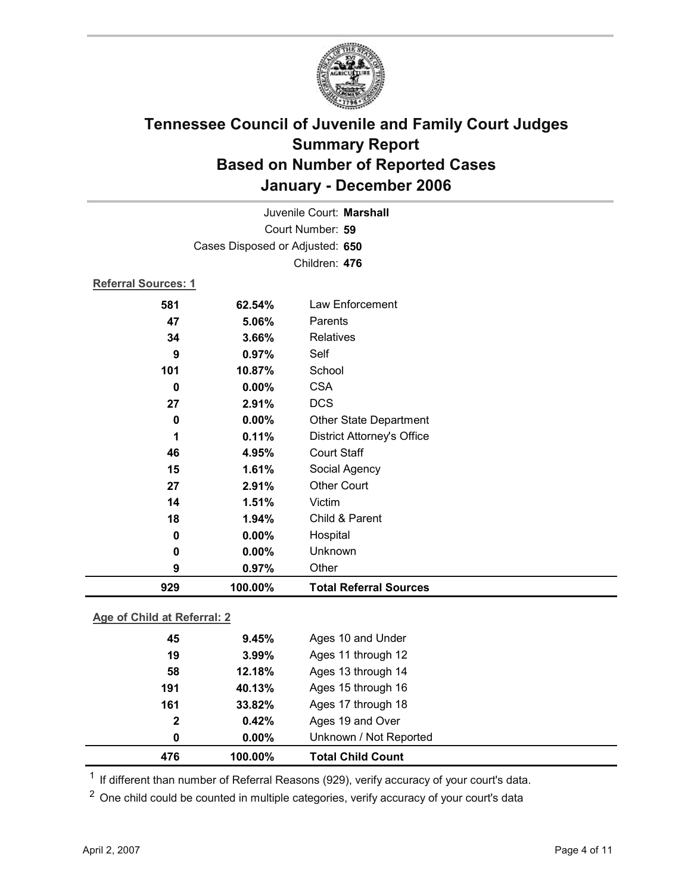# Tennessee Council of Juvenile and Family Court Judges
## Summary Report
## Based on Number of Reported Cases
## January - December 2006

Juvenile Court: **Marshall**
Court Number: **59**
Cases Disposed or Adjusted: **650**
Children: **476**

**Referral Sources: 1**

| Count | Percent | Source |
|---|---|---|
| 581 | 62.54% | Law Enforcement |
| 47 | 5.06% | Parents |
| 34 | 3.66% | Relatives |
| 9 | 0.97% | Self |
| 101 | 10.87% | School |
| 0 | 0.00% | CSA |
| 27 | 2.91% | DCS |
| 0 | 0.00% | Other State Department |
| 1 | 0.11% | District Attorney's Office |
| 46 | 4.95% | Court Staff |
| 15 | 1.61% | Social Agency |
| 27 | 2.91% | Other Court |
| 14 | 1.51% | Victim |
| 18 | 1.94% | Child & Parent |
| 0 | 0.00% | Hospital |
| 0 | 0.00% | Unknown |
| 9 | 0.97% | Other |
| **929** | **100.00%** | **Total Referral Sources** |

**Age of Child at Referral: 2**

| Count | Percent | Age |
|---|---|---|
| 45 | 9.45% | Ages 10 and Under |
| 19 | 3.99% | Ages 11 through 12 |
| 58 | 12.18% | Ages 13 through 14 |
| 191 | 40.13% | Ages 15 through 16 |
| 161 | 33.82% | Ages 17 through 18 |
| 2 | 0.42% | Ages 19 and Over |
| 0 | 0.00% | Unknown / Not Reported |
| **476** | **100.00%** | **Total Child Count** |

[1] If different than number of Referral Reasons (929), verify accuracy of your court's data.

[2] One child could be counted in multiple categories, verify accuracy of your court's data

April 2, 2007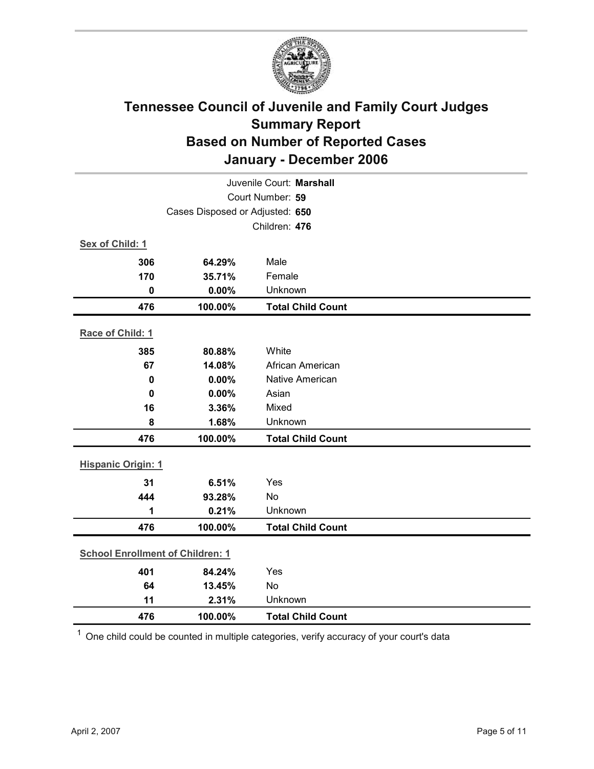# Tennessee Council of Juvenile and Family Court Judges
## Summary Report
## Based on Number of Reported Cases
## January - December 2006

Juvenile Court: **Marshall**

Court Number: **59**

Cases Disposed or Adjusted: **650**

Children: **476**

**Sex of Child: 1**

| Count | Percent | Category |
|---|---|---|
| 306 | 64.29% | Male |
| 170 | 35.71% | Female |
| 0 | 0.00% | Unknown |
| **476** | **100.00%** | **Total Child Count** |

**Race of Child: 1**

| Count | Percent | Category |
|---|---|---|
| 385 | 80.88% | White |
| 67 | 14.08% | African American |
| 0 | 0.00% | Native American |
| 0 | 0.00% | Asian |
| 16 | 3.36% | Mixed |
| 8 | 1.68% | Unknown |
| **476** | **100.00%** | **Total Child Count** |

**Hispanic Origin: 1**

| Count | Percent | Category |
|---|---|---|
| 31 | 6.51% | Yes |
| 444 | 93.28% | No |
| 1 | 0.21% | Unknown |
| **476** | **100.00%** | **Total Child Count** |

**School Enrollment of Children: 1**

| Count | Percent | Category |
|---|---|---|
| 401 | 84.24% | Yes |
| 64 | 13.45% | No |
| 11 | 2.31% | Unknown |
| **476** | **100.00%** | **Total Child Count** |

[1] One child could be counted in multiple categories, verify accuracy of your court's data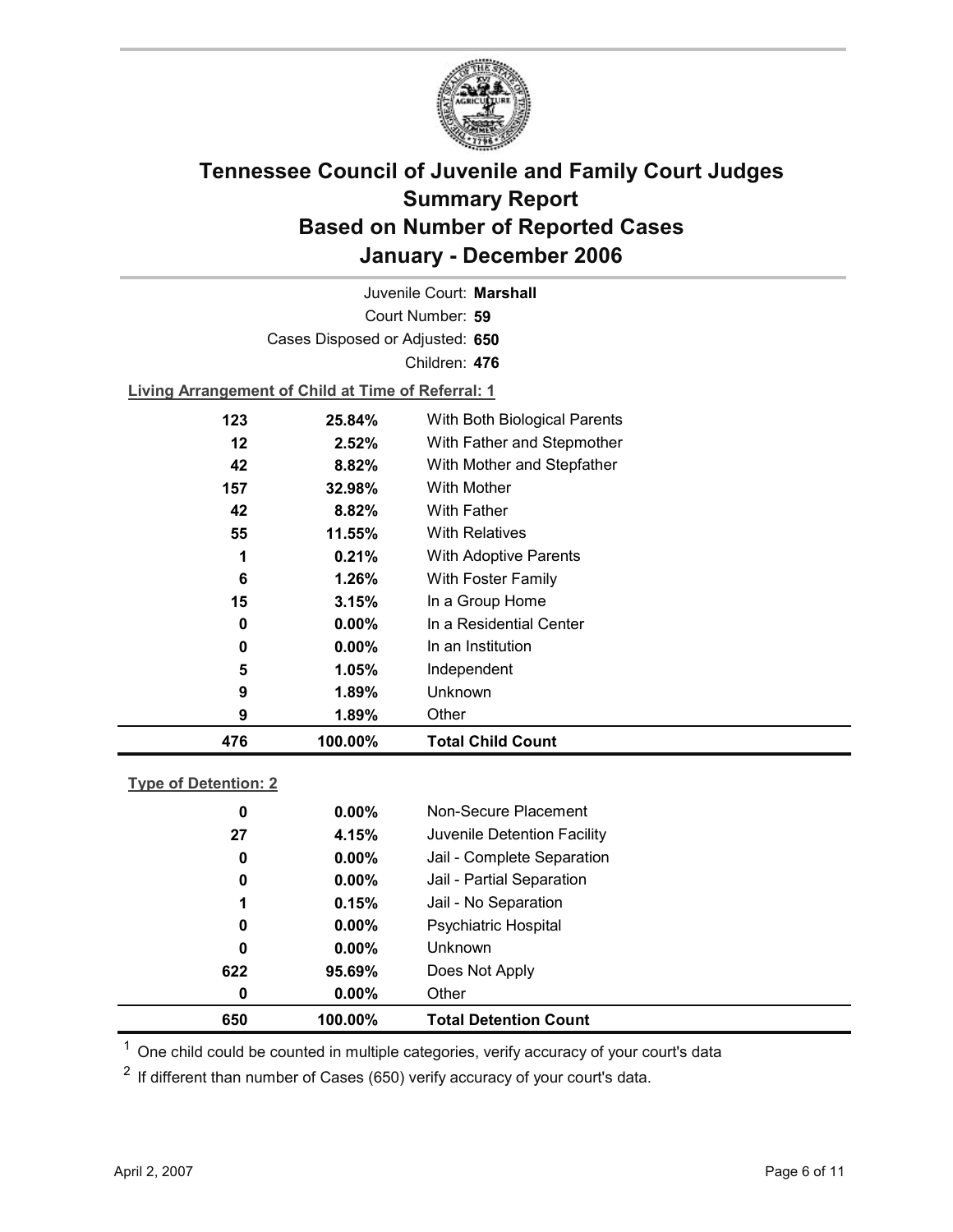# Tennessee Council of Juvenile and Family Court Judges
## Summary Report
## Based on Number of Reported Cases
## January - December 2006

Juvenile Court: **Marshall**

Court Number: **59**

Cases Disposed or Adjusted: **650**

Children: **476**

**Living Arrangement of Child at Time of Referral: 1**

| Count | Percent | Category |
|---|---|---|
| 123 | 25.84% | With Both Biological Parents |
| 12 | 2.52% | With Father and Stepmother |
| 42 | 8.82% | With Mother and Stepfather |
| 157 | 32.98% | With Mother |
| 42 | 8.82% | With Father |
| 55 | 11.55% | With Relatives |
| 1 | 0.21% | With Adoptive Parents |
| 6 | 1.26% | With Foster Family |
| 15 | 3.15% | In a Group Home |
| 0 | 0.00% | In a Residential Center |
| 0 | 0.00% | In an Institution |
| 5 | 1.05% | Independent |
| 9 | 1.89% | Unknown |
| 9 | 1.89% | Other |
| **476** | **100.00%** | **Total Child Count** |

**Type of Detention: 2**

| Count | Percent | Category |
|---|---|---|
| 0 | 0.00% | Non-Secure Placement |
| 27 | 4.15% | Juvenile Detention Facility |
| 0 | 0.00% | Jail - Complete Separation |
| 0 | 0.00% | Jail - Partial Separation |
| 1 | 0.15% | Jail - No Separation |
| 0 | 0.00% | Psychiatric Hospital |
| 0 | 0.00% | Unknown |
| 622 | 95.69% | Does Not Apply |
| 0 | 0.00% | Other |
| **650** | **100.00%** | **Total Detention Count** |

[1] One child could be counted in multiple categories, verify accuracy of your court's data

[2] If different than number of Cases (650) verify accuracy of your court's data.

April 2, 2007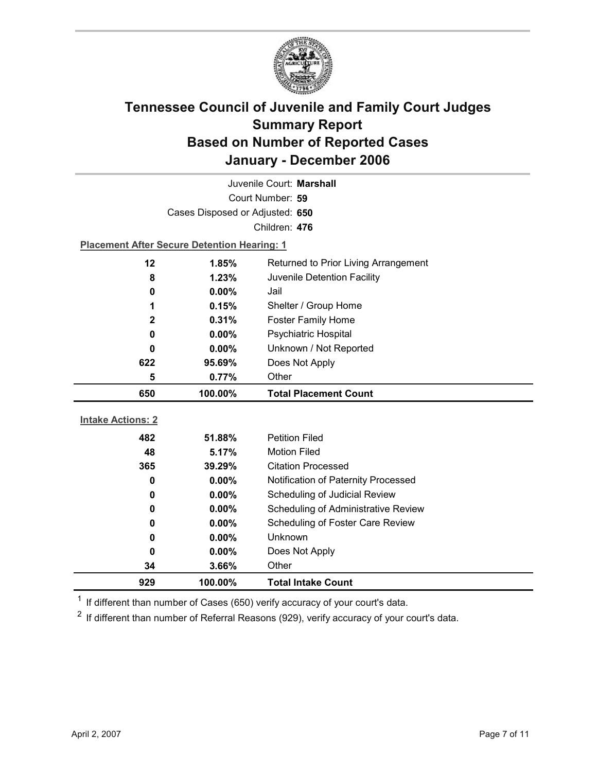# Tennessee Council of Juvenile and Family Court Judges Summary Report Based on Number of Reported Cases January - December 2006

Juvenile Court: **Marshall**

Court Number: **59**

Cases Disposed or Adjusted: **650**

Children: **476**

**Placement After Secure Detention Hearing: 1**

| Count | Percent | Placement |
|---|---|---|
| 12 | 1.85% | Returned to Prior Living Arrangement |
| 8 | 1.23% | Juvenile Detention Facility |
| 0 | 0.00% | Jail |
| 1 | 0.15% | Shelter / Group Home |
| 2 | 0.31% | Foster Family Home |
| 0 | 0.00% | Psychiatric Hospital |
| 0 | 0.00% | Unknown / Not Reported |
| 622 | 95.69% | Does Not Apply |
| 5 | 0.77% | Other |
| **650** | **100.00%** | **Total Placement Count** |

**Intake Actions: 2**

| Count | Percent | Intake Action |
|---|---|---|
| 482 | 51.88% | Petition Filed |
| 48 | 5.17% | Motion Filed |
| 365 | 39.29% | Citation Processed |
| 0 | 0.00% | Notification of Paternity Processed |
| 0 | 0.00% | Scheduling of Judicial Review |
| 0 | 0.00% | Scheduling of Administrative Review |
| 0 | 0.00% | Scheduling of Foster Care Review |
| 0 | 0.00% | Unknown |
| 0 | 0.00% | Does Not Apply |
| 34 | 3.66% | Other |
| **929** | **100.00%** | **Total Intake Count** |

[1] If different than number of Cases (650) verify accuracy of your court's data.

[2] If different than number of Referral Reasons (929), verify accuracy of your court's data.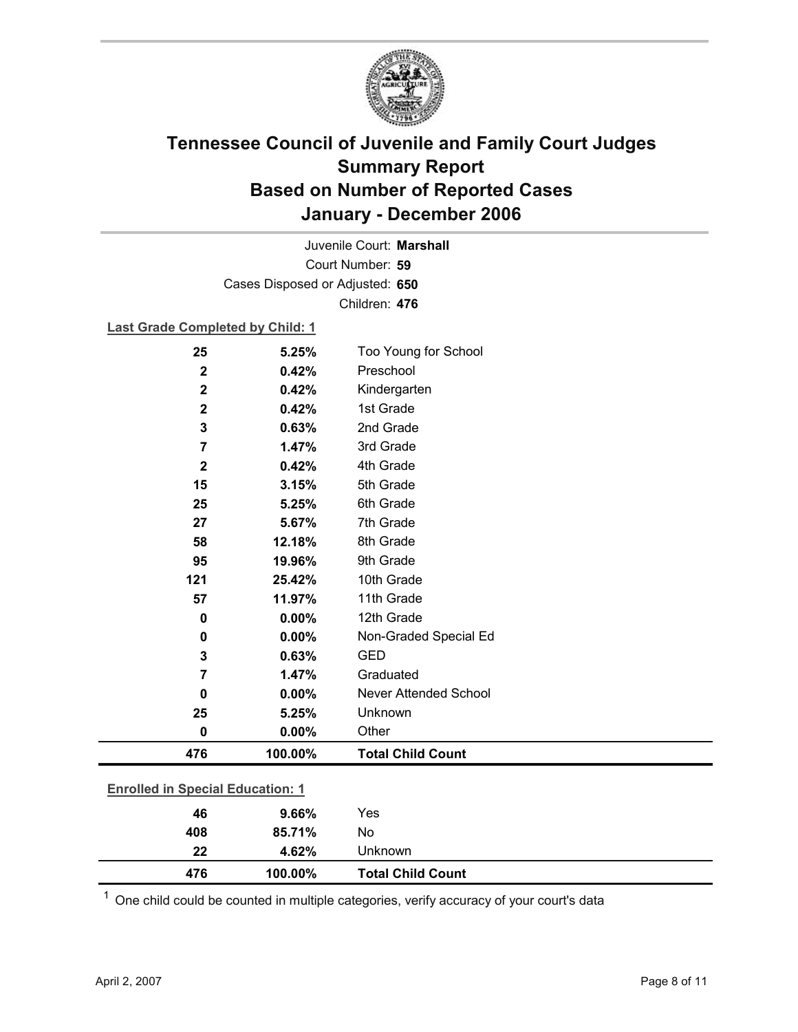# Tennessee Council of Juvenile and Family Court Judges
## Summary Report
## Based on Number of Reported Cases
## January - December 2006

Juvenile Court: **Marshall**
Court Number: **59**
Cases Disposed or Adjusted: **650**
Children: **476**

**Last Grade Completed by Child: 1**

| | | |
|---|---|---|
| **25** | **5.25%** | Too Young for School |
| **2** | **0.42%** | Preschool |
| **2** | **0.42%** | Kindergarten |
| **2** | **0.42%** | 1st Grade |
| **3** | **0.63%** | 2nd Grade |
| **7** | **1.47%** | 3rd Grade |
| **2** | **0.42%** | 4th Grade |
| **15** | **3.15%** | 5th Grade |
| **25** | **5.25%** | 6th Grade |
| **27** | **5.67%** | 7th Grade |
| **58** | **12.18%** | 8th Grade |
| **95** | **19.96%** | 9th Grade |
| **121** | **25.42%** | 10th Grade |
| **57** | **11.97%** | 11th Grade |
| **0** | **0.00%** | 12th Grade |
| **0** | **0.00%** | Non-Graded Special Ed |
| **3** | **0.63%** | GED |
| **7** | **1.47%** | Graduated |
| **0** | **0.00%** | Never Attended School |
| **25** | **5.25%** | Unknown |
| **0** | **0.00%** | Other |
| **476** | **100.00%** | **Total Child Count** |

**Enrolled in Special Education: 1**

| | | |
|---|---|---|
| **46** | **9.66%** | Yes |
| **408** | **85.71%** | No |
| **22** | **4.62%** | Unknown |
| **476** | **100.00%** | **Total Child Count** |

[1] One child could be counted in multiple categories, verify accuracy of your court's data

April 2, 2007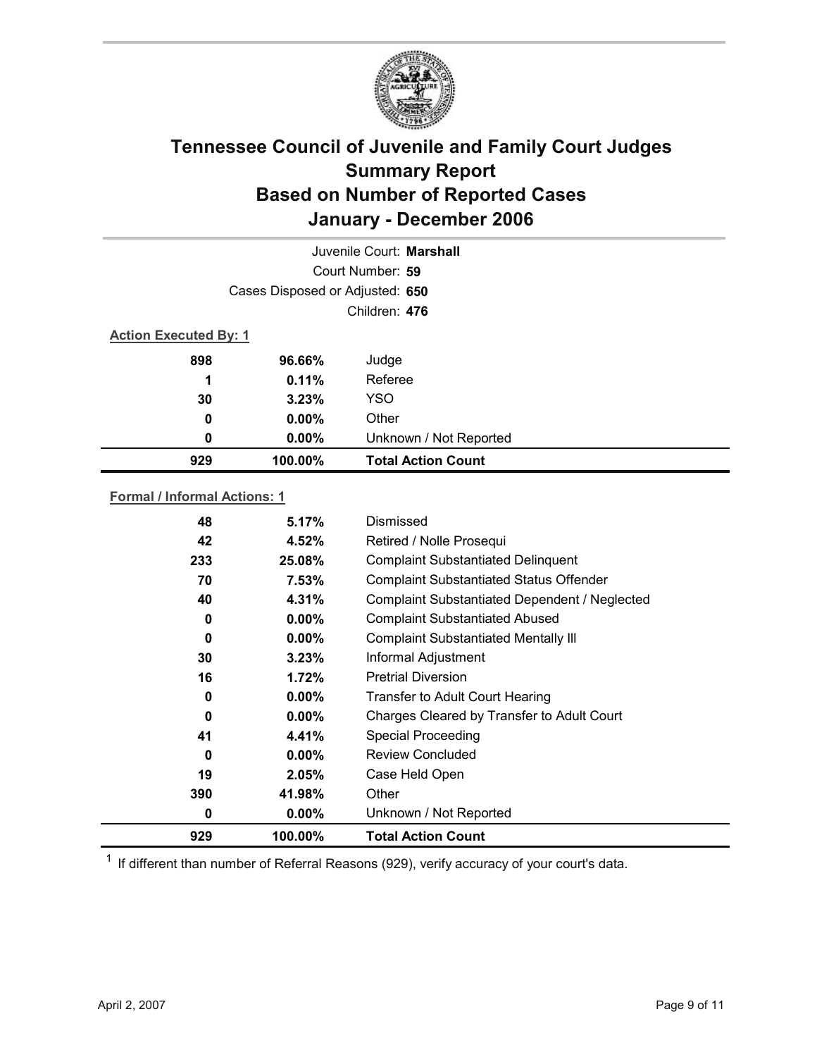# Tennessee Council of Juvenile and Family Court Judges
# Summary Report
# Based on Number of Reported Cases
# January - December 2006

Juvenile Court: **Marshall**

Court Number: **59**

Cases Disposed or Adjusted: **650**

Children: **476**

**Action Executed By: 1**

| | | |
|---|---|---|
| **898** | **96.66%** | Judge |
| **1** | **0.11%** | Referee |
| **30** | **3.23%** | YSO |
| **0** | **0.00%** | Other |
| **0** | **0.00%** | Unknown / Not Reported |
| **929** | **100.00%** | **Total Action Count** |

**Formal / Informal Actions: 1**

| | | |
|---|---|---|
| **48** | **5.17%** | Dismissed |
| **42** | **4.52%** | Retired / Nolle Prosequi |
| **233** | **25.08%** | Complaint Substantiated Delinquent |
| **70** | **7.53%** | Complaint Substantiated Status Offender |
| **40** | **4.31%** | Complaint Substantiated Dependent / Neglected |
| **0** | **0.00%** | Complaint Substantiated Abused |
| **0** | **0.00%** | Complaint Substantiated Mentally Ill |
| **30** | **3.23%** | Informal Adjustment |
| **16** | **1.72%** | Pretrial Diversion |
| **0** | **0.00%** | Transfer to Adult Court Hearing |
| **0** | **0.00%** | Charges Cleared by Transfer to Adult Court |
| **41** | **4.41%** | Special Proceeding |
| **0** | **0.00%** | Review Concluded |
| **19** | **2.05%** | Case Held Open |
| **390** | **41.98%** | Other |
| **0** | **0.00%** | Unknown / Not Reported |
| **929** | **100.00%** | **Total Action Count** |

[1] If different than number of Referral Reasons (929), verify accuracy of your court's data.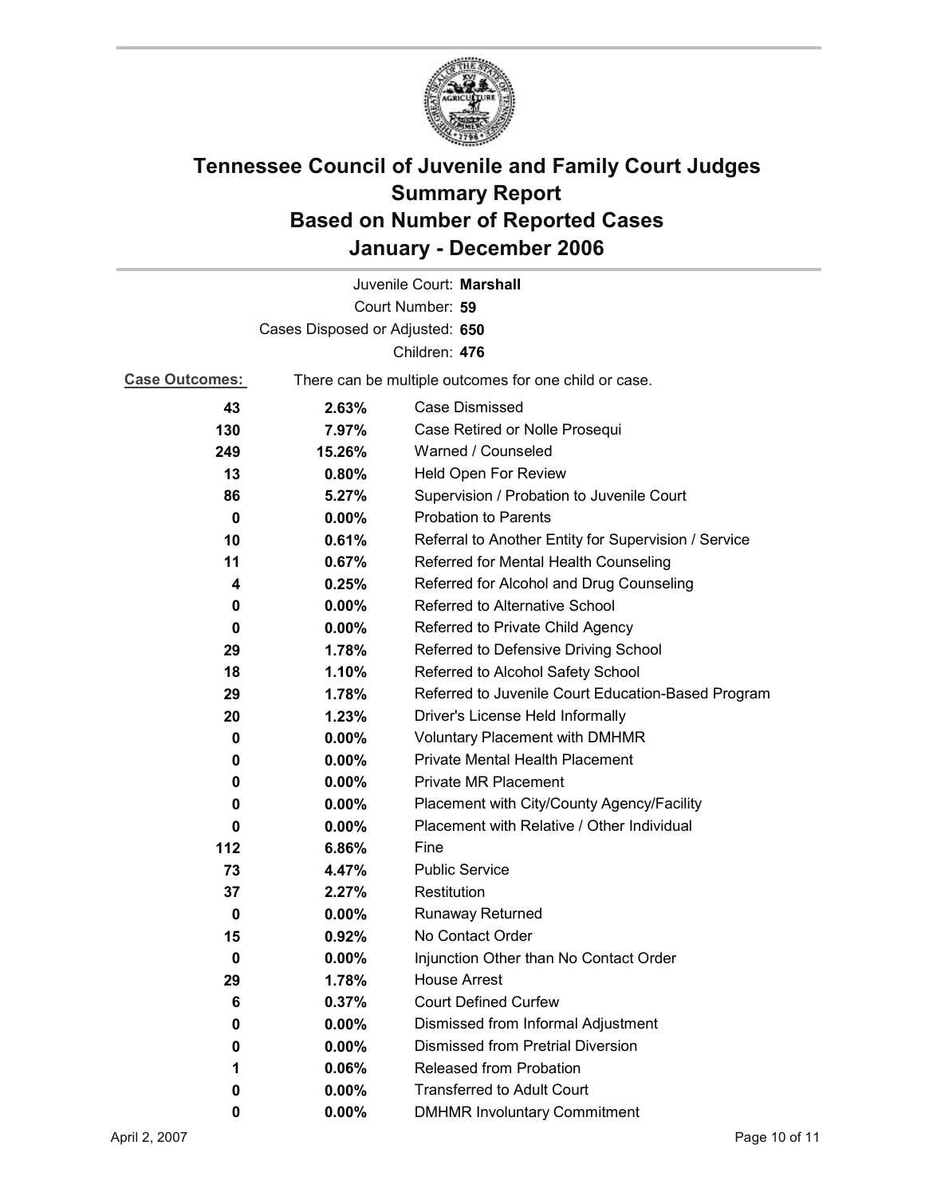# Tennessee Council of Juvenile and Family Court Judges
## Summary Report
## Based on Number of Reported Cases
## January - December 2006

Juvenile Court: **Marshall**
Court Number: **59**
Cases Disposed or Adjusted: **650**
Children: **476**

**Case Outcomes:** There can be multiple outcomes for one child or case.

| Count | Percent | Outcome |
|---|---|---|
| 43 | 2.63% | Case Dismissed |
| 130 | 7.97% | Case Retired or Nolle Prosequi |
| 249 | 15.26% | Warned / Counseled |
| 13 | 0.80% | Held Open For Review |
| 86 | 5.27% | Supervision / Probation to Juvenile Court |
| 0 | 0.00% | Probation to Parents |
| 10 | 0.61% | Referral to Another Entity for Supervision / Service |
| 11 | 0.67% | Referred for Mental Health Counseling |
| 4 | 0.25% | Referred for Alcohol and Drug Counseling |
| 0 | 0.00% | Referred to Alternative School |
| 0 | 0.00% | Referred to Private Child Agency |
| 29 | 1.78% | Referred to Defensive Driving School |
| 18 | 1.10% | Referred to Alcohol Safety School |
| 29 | 1.78% | Referred to Juvenile Court Education-Based Program |
| 20 | 1.23% | Driver's License Held Informally |
| 0 | 0.00% | Voluntary Placement with DMHMR |
| 0 | 0.00% | Private Mental Health Placement |
| 0 | 0.00% | Private MR Placement |
| 0 | 0.00% | Placement with City/County Agency/Facility |
| 0 | 0.00% | Placement with Relative / Other Individual |
| 112 | 6.86% | Fine |
| 73 | 4.47% | Public Service |
| 37 | 2.27% | Restitution |
| 0 | 0.00% | Runaway Returned |
| 15 | 0.92% | No Contact Order |
| 0 | 0.00% | Injunction Other than No Contact Order |
| 29 | 1.78% | House Arrest |
| 6 | 0.37% | Court Defined Curfew |
| 0 | 0.00% | Dismissed from Informal Adjustment |
| 0 | 0.00% | Dismissed from Pretrial Diversion |
| 1 | 0.06% | Released from Probation |
| 0 | 0.00% | Transferred to Adult Court |
| 0 | 0.00% | DMHMR Involuntary Commitment |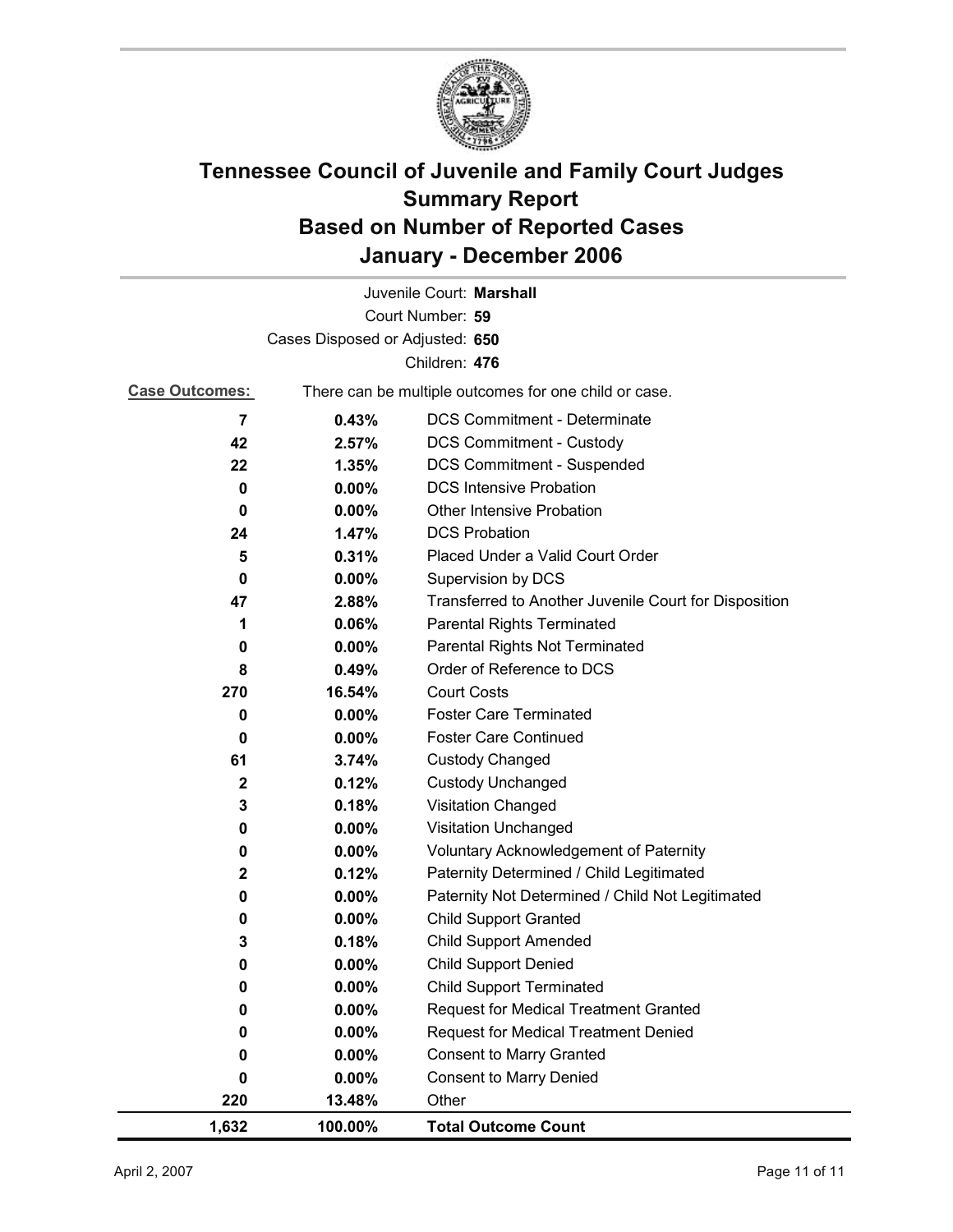# Tennessee Council of Juvenile and Family Court Judges
## Summary Report
## Based on Number of Reported Cases
## January - December 2006

Juvenile Court: **Marshall**
Court Number: **59**
Cases Disposed or Adjusted: **650**
Children: **476**

**Case Outcomes:** There can be multiple outcomes for one child or case.

| | | |
|---|---|---|
| 7 | 0.43% | DCS Commitment - Determinate |
| 42 | 2.57% | DCS Commitment - Custody |
| 22 | 1.35% | DCS Commitment - Suspended |
| 0 | 0.00% | DCS Intensive Probation |
| 0 | 0.00% | Other Intensive Probation |
| 24 | 1.47% | DCS Probation |
| 5 | 0.31% | Placed Under a Valid Court Order |
| 0 | 0.00% | Supervision by DCS |
| 47 | 2.88% | Transferred to Another Juvenile Court for Disposition |
| 1 | 0.06% | Parental Rights Terminated |
| 0 | 0.00% | Parental Rights Not Terminated |
| 8 | 0.49% | Order of Reference to DCS |
| 270 | 16.54% | Court Costs |
| 0 | 0.00% | Foster Care Terminated |
| 0 | 0.00% | Foster Care Continued |
| 61 | 3.74% | Custody Changed |
| 2 | 0.12% | Custody Unchanged |
| 3 | 0.18% | Visitation Changed |
| 0 | 0.00% | Visitation Unchanged |
| 0 | 0.00% | Voluntary Acknowledgement of Paternity |
| 2 | 0.12% | Paternity Determined / Child Legitimated |
| 0 | 0.00% | Paternity Not Determined / Child Not Legitimated |
| 0 | 0.00% | Child Support Granted |
| 3 | 0.18% | Child Support Amended |
| 0 | 0.00% | Child Support Denied |
| 0 | 0.00% | Child Support Terminated |
| 0 | 0.00% | Request for Medical Treatment Granted |
| 0 | 0.00% | Request for Medical Treatment Denied |
| 0 | 0.00% | Consent to Marry Granted |
| 0 | 0.00% | Consent to Marry Denied |
| 220 | 13.48% | Other |
| **1,632** | **100.00%** | **Total Outcome Count** |